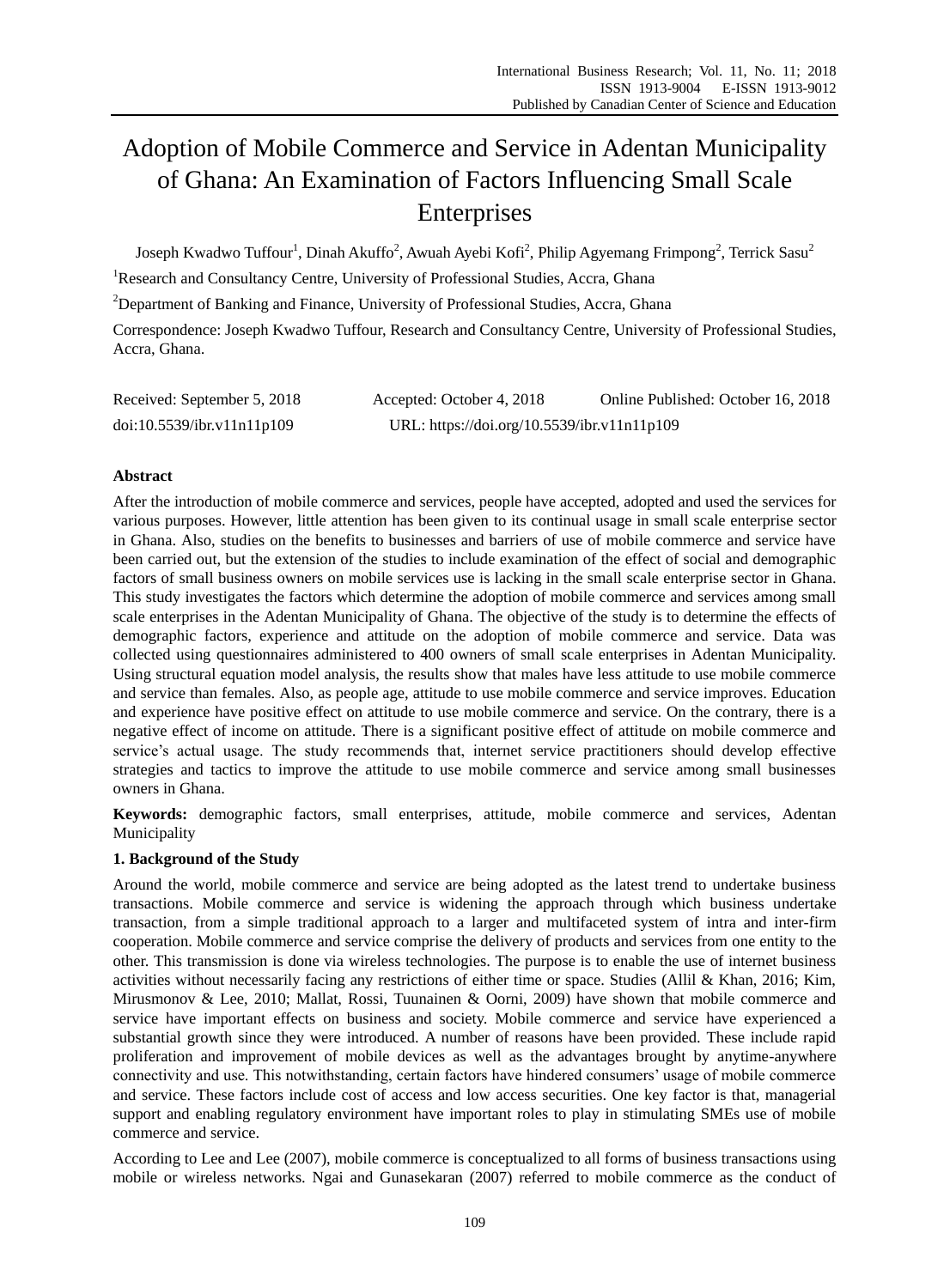# Adoption of Mobile Commerce and Service in Adentan Municipality of Ghana: An Examination of Factors Influencing Small Scale Enterprises

Joseph Kwadwo Tuffour[1], Dinah Akuffo[2], Awuah Ayebi Kofi[2], Philip Agyemang Frimpong[2], Terrick Sasu[2]

[1]Research and Consultancy Centre, University of Professional Studies, Accra, Ghana

[2]Department of Banking and Finance, University of Professional Studies, Accra, Ghana

Correspondence: Joseph Kwadwo Tuffour, Research and Consultancy Centre, University of Professional Studies, Accra, Ghana.

Received: September 5, 2018 Accepted: October 4, 2018 Online Published: October 16, 2018

doi:10.5539/ibr.v11n11p109 URL: https://doi.org/10.5539/ibr.v11n11p109

**Abstract**

After the introduction of mobile commerce and services, people have accepted, adopted and used the services for various purposes. However, little attention has been given to its continual usage in small scale enterprise sector in Ghana. Also, studies on the benefits to businesses and barriers of use of mobile commerce and service have been carried out, but the extension of the studies to include examination of the effect of social and demographic factors of small business owners on mobile services use is lacking in the small scale enterprise sector in Ghana. This study investigates the factors which determine the adoption of mobile commerce and services among small scale enterprises in the Adentan Municipality of Ghana. The objective of the study is to determine the effects of demographic factors, experience and attitude on the adoption of mobile commerce and service. Data was collected using questionnaires administered to 400 owners of small scale enterprises in Adentan Municipality. Using structural equation model analysis, the results show that males have less attitude to use mobile commerce and service than females. Also, as people age, attitude to use mobile commerce and service improves. Education and experience have positive effect on attitude to use mobile commerce and service. On the contrary, there is a negative effect of income on attitude. There is a significant positive effect of attitude on mobile commerce and service's actual usage. The study recommends that, internet service practitioners should develop effective strategies and tactics to improve the attitude to use mobile commerce and service among small businesses owners in Ghana.

**Keywords:** demographic factors, small enterprises, attitude, mobile commerce and services, Adentan Municipality

## 1. Background of the Study

Around the world, mobile commerce and service are being adopted as the latest trend to undertake business transactions. Mobile commerce and service is widening the approach through which business undertake transaction, from a simple traditional approach to a larger and multifaceted system of intra and inter-firm cooperation. Mobile commerce and service comprise the delivery of products and services from one entity to the other. This transmission is done via wireless technologies. The purpose is to enable the use of internet business activities without necessarily facing any restrictions of either time or space. Studies (Allil & Khan, 2016; Kim, Mirusmonov & Lee, 2010; Mallat, Rossi, Tuunainen & Oorni, 2009) have shown that mobile commerce and service have important effects on business and society. Mobile commerce and service have experienced a substantial growth since they were introduced. A number of reasons have been provided. These include rapid proliferation and improvement of mobile devices as well as the advantages brought by anytime-anywhere connectivity and use. This notwithstanding, certain factors have hindered consumers' usage of mobile commerce and service. These factors include cost of access and low access securities. One key factor is that, managerial support and enabling regulatory environment have important roles to play in stimulating SMEs use of mobile commerce and service.

According to Lee and Lee (2007), mobile commerce is conceptualized to all forms of business transactions using mobile or wireless networks. Ngai and Gunasekaran (2007) referred to mobile commerce as the conduct of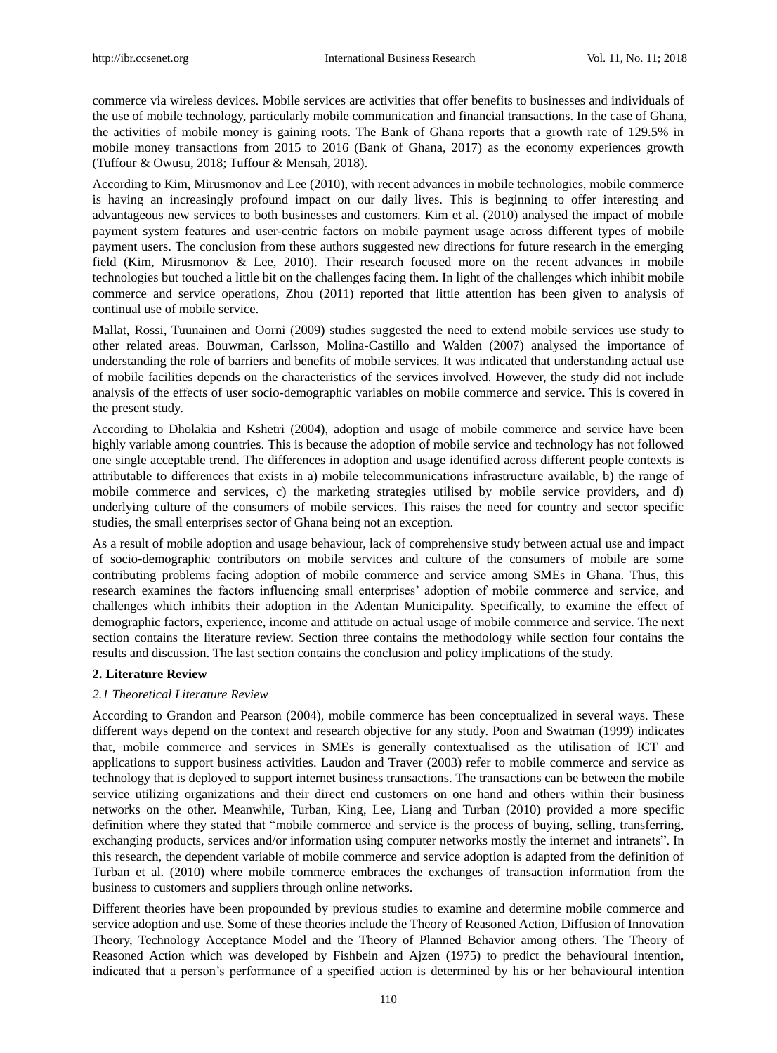commerce via wireless devices. Mobile services are activities that offer benefits to businesses and individuals of the use of mobile technology, particularly mobile communication and financial transactions. In the case of Ghana, the activities of mobile money is gaining roots. The Bank of Ghana reports that a growth rate of 129.5% in mobile money transactions from 2015 to 2016 (Bank of Ghana, 2017) as the economy experiences growth (Tuffour & Owusu, 2018; Tuffour & Mensah, 2018).

According to Kim, Mirusmonov and Lee (2010), with recent advances in mobile technologies, mobile commerce is having an increasingly profound impact on our daily lives. This is beginning to offer interesting and advantageous new services to both businesses and customers. Kim et al. (2010) analysed the impact of mobile payment system features and user-centric factors on mobile payment usage across different types of mobile payment users. The conclusion from these authors suggested new directions for future research in the emerging field (Kim, Mirusmonov & Lee, 2010). Their research focused more on the recent advances in mobile technologies but touched a little bit on the challenges facing them. In light of the challenges which inhibit mobile commerce and service operations, Zhou (2011) reported that little attention has been given to analysis of continual use of mobile service.

Mallat, Rossi, Tuunainen and Oorni (2009) studies suggested the need to extend mobile services use study to other related areas. Bouwman, Carlsson, Molina-Castillo and Walden (2007) analysed the importance of understanding the role of barriers and benefits of mobile services. It was indicated that understanding actual use of mobile facilities depends on the characteristics of the services involved. However, the study did not include analysis of the effects of user socio-demographic variables on mobile commerce and service. This is covered in the present study.

According to Dholakia and Kshetri (2004), adoption and usage of mobile commerce and service have been highly variable among countries. This is because the adoption of mobile service and technology has not followed one single acceptable trend. The differences in adoption and usage identified across different people contexts is attributable to differences that exists in a) mobile telecommunications infrastructure available, b) the range of mobile commerce and services, c) the marketing strategies utilised by mobile service providers, and d) underlying culture of the consumers of mobile services. This raises the need for country and sector specific studies, the small enterprises sector of Ghana being not an exception.

As a result of mobile adoption and usage behaviour, lack of comprehensive study between actual use and impact of socio-demographic contributors on mobile services and culture of the consumers of mobile are some contributing problems facing adoption of mobile commerce and service among SMEs in Ghana. Thus, this research examines the factors influencing small enterprises' adoption of mobile commerce and service, and challenges which inhibits their adoption in the Adentan Municipality. Specifically, to examine the effect of demographic factors, experience, income and attitude on actual usage of mobile commerce and service. The next section contains the literature review. Section three contains the methodology while section four contains the results and discussion. The last section contains the conclusion and policy implications of the study.

## 2. Literature Review

### *2.1 Theoretical Literature Review*

According to Grandon and Pearson (2004), mobile commerce has been conceptualized in several ways. These different ways depend on the context and research objective for any study. Poon and Swatman (1999) indicates that, mobile commerce and services in SMEs is generally contextualised as the utilisation of ICT and applications to support business activities. Laudon and Traver (2003) refer to mobile commerce and service as technology that is deployed to support internet business transactions. The transactions can be between the mobile service utilizing organizations and their direct end customers on one hand and others within their business networks on the other. Meanwhile, Turban, King, Lee, Liang and Turban (2010) provided a more specific definition where they stated that "mobile commerce and service is the process of buying, selling, transferring, exchanging products, services and/or information using computer networks mostly the internet and intranets". In this research, the dependent variable of mobile commerce and service adoption is adapted from the definition of Turban et al. (2010) where mobile commerce embraces the exchanges of transaction information from the business to customers and suppliers through online networks.

Different theories have been propounded by previous studies to examine and determine mobile commerce and service adoption and use. Some of these theories include the Theory of Reasoned Action, Diffusion of Innovation Theory, Technology Acceptance Model and the Theory of Planned Behavior among others. The Theory of Reasoned Action which was developed by Fishbein and Ajzen (1975) to predict the behavioural intention, indicated that a person's performance of a specified action is determined by his or her behavioural intention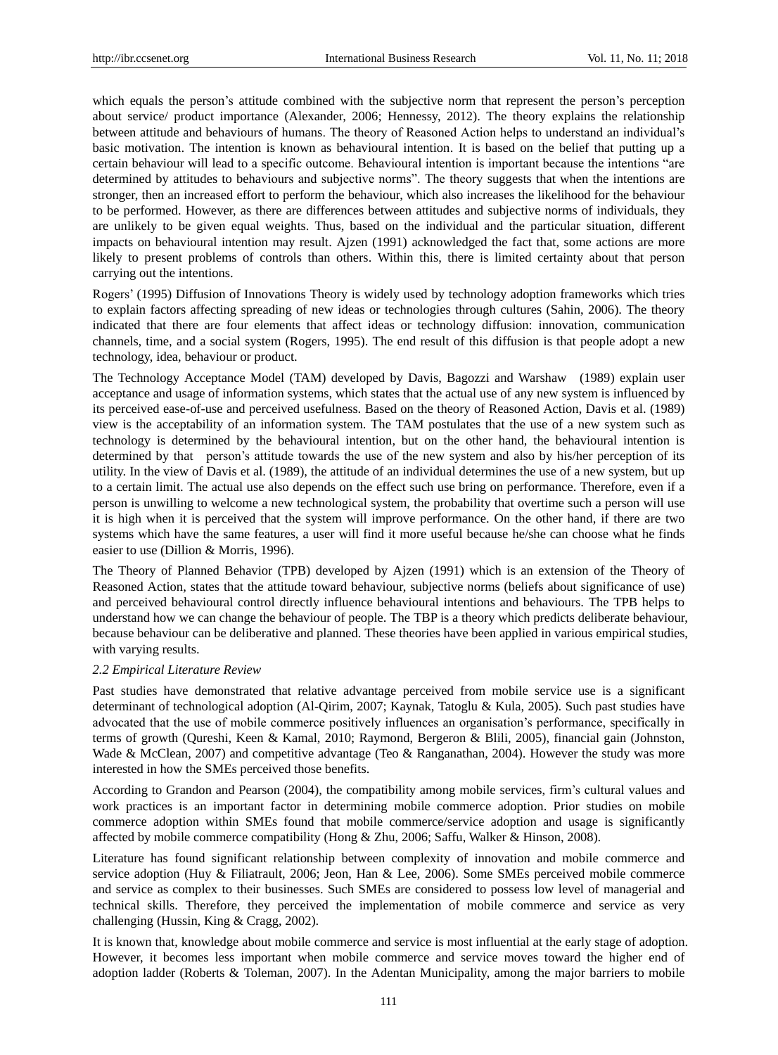which equals the person's attitude combined with the subjective norm that represent the person's perception about service/ product importance (Alexander, 2006; Hennessy, 2012). The theory explains the relationship between attitude and behaviours of humans. The theory of Reasoned Action helps to understand an individual's basic motivation. The intention is known as behavioural intention. It is based on the belief that putting up a certain behaviour will lead to a specific outcome. Behavioural intention is important because the intentions "are determined by attitudes to behaviours and subjective norms". The theory suggests that when the intentions are stronger, then an increased effort to perform the behaviour, which also increases the likelihood for the behaviour to be performed. However, as there are differences between attitudes and subjective norms of individuals, they are unlikely to be given equal weights. Thus, based on the individual and the particular situation, different impacts on behavioural intention may result. Ajzen (1991) acknowledged the fact that, some actions are more likely to present problems of controls than others. Within this, there is limited certainty about that person carrying out the intentions.

Rogers' (1995) Diffusion of Innovations Theory is widely used by technology adoption frameworks which tries to explain factors affecting spreading of new ideas or technologies through cultures (Sahin, 2006). The theory indicated that there are four elements that affect ideas or technology diffusion: innovation, communication channels, time, and a social system (Rogers, 1995). The end result of this diffusion is that people adopt a new technology, idea, behaviour or product.

The Technology Acceptance Model (TAM) developed by Davis, Bagozzi and Warshaw (1989) explain user acceptance and usage of information systems, which states that the actual use of any new system is influenced by its perceived ease-of-use and perceived usefulness. Based on the theory of Reasoned Action, Davis et al. (1989) view is the acceptability of an information system. The TAM postulates that the use of a new system such as technology is determined by the behavioural intention, but on the other hand, the behavioural intention is determined by that person's attitude towards the use of the new system and also by his/her perception of its utility. In the view of Davis et al. (1989), the attitude of an individual determines the use of a new system, but up to a certain limit. The actual use also depends on the effect such use bring on performance. Therefore, even if a person is unwilling to welcome a new technological system, the probability that overtime such a person will use it is high when it is perceived that the system will improve performance. On the other hand, if there are two systems which have the same features, a user will find it more useful because he/she can choose what he finds easier to use (Dillion & Morris, 1996).

The Theory of Planned Behavior (TPB) developed by Ajzen (1991) which is an extension of the Theory of Reasoned Action, states that the attitude toward behaviour, subjective norms (beliefs about significance of use) and perceived behavioural control directly influence behavioural intentions and behaviours. The TPB helps to understand how we can change the behaviour of people. The TBP is a theory which predicts deliberate behaviour, because behaviour can be deliberative and planned. These theories have been applied in various empirical studies, with varying results.

### *2.2 Empirical Literature Review*

Past studies have demonstrated that relative advantage perceived from mobile service use is a significant determinant of technological adoption (Al-Qirim, 2007; Kaynak, Tatoglu & Kula, 2005). Such past studies have advocated that the use of mobile commerce positively influences an organisation's performance, specifically in terms of growth (Qureshi, Keen & Kamal, 2010; Raymond, Bergeron & Blili, 2005), financial gain (Johnston, Wade & McClean, 2007) and competitive advantage (Teo & Ranganathan, 2004). However the study was more interested in how the SMEs perceived those benefits.

According to Grandon and Pearson (2004), the compatibility among mobile services, firm's cultural values and work practices is an important factor in determining mobile commerce adoption. Prior studies on mobile commerce adoption within SMEs found that mobile commerce/service adoption and usage is significantly affected by mobile commerce compatibility (Hong & Zhu, 2006; Saffu, Walker & Hinson, 2008).

Literature has found significant relationship between complexity of innovation and mobile commerce and service adoption (Huy & Filiatrault, 2006; Jeon, Han & Lee, 2006). Some SMEs perceived mobile commerce and service as complex to their businesses. Such SMEs are considered to possess low level of managerial and technical skills. Therefore, they perceived the implementation of mobile commerce and service as very challenging (Hussin, King & Cragg, 2002).

It is known that, knowledge about mobile commerce and service is most influential at the early stage of adoption. However, it becomes less important when mobile commerce and service moves toward the higher end of adoption ladder (Roberts & Toleman, 2007). In the Adentan Municipality, among the major barriers to mobile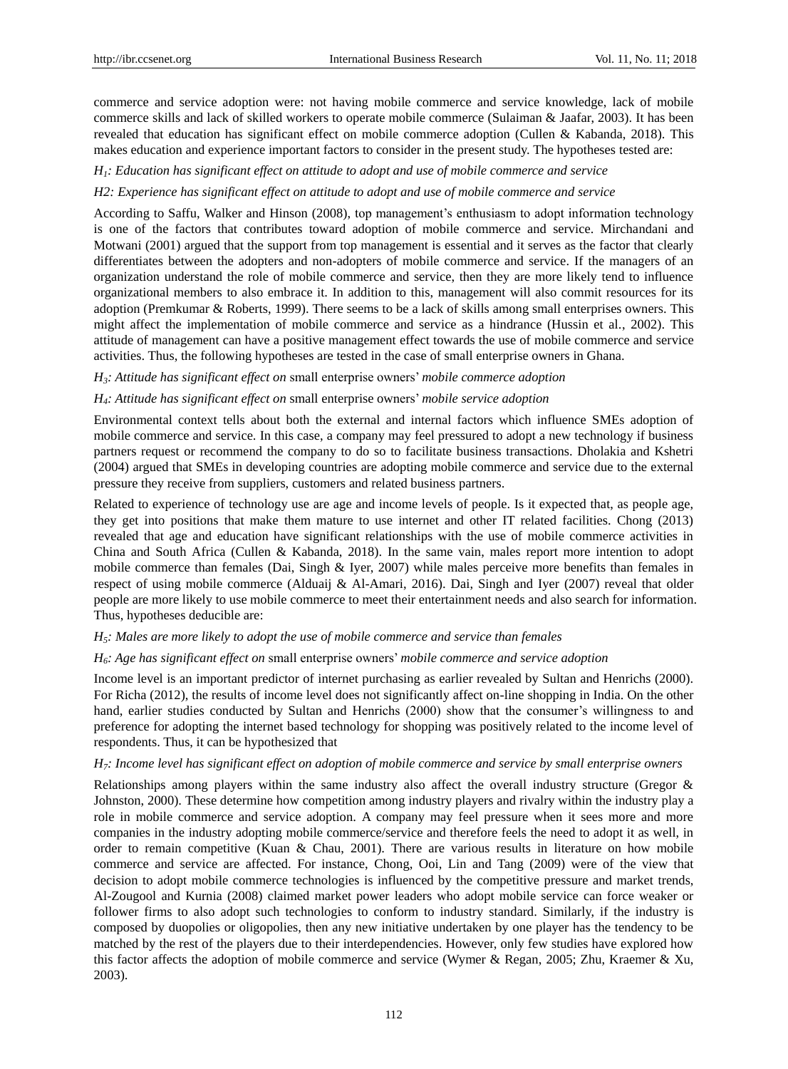commerce and service adoption were: not having mobile commerce and service knowledge, lack of mobile commerce skills and lack of skilled workers to operate mobile commerce (Sulaiman & Jaafar, 2003). It has been revealed that education has significant effect on mobile commerce adoption (Cullen & Kabanda, 2018). This makes education and experience important factors to consider in the present study. The hypotheses tested are:

*$H_1$: Education has significant effect on attitude to adopt and use of mobile commerce and service*

*H2: Experience has significant effect on attitude to adopt and use of mobile commerce and service*

According to Saffu, Walker and Hinson (2008), top management's enthusiasm to adopt information technology is one of the factors that contributes toward adoption of mobile commerce and service. Mirchandani and Motwani (2001) argued that the support from top management is essential and it serves as the factor that clearly differentiates between the adopters and non-adopters of mobile commerce and service. If the managers of an organization understand the role of mobile commerce and service, then they are more likely tend to influence organizational members to also embrace it. In addition to this, management will also commit resources for its adoption (Premkumar & Roberts, 1999). There seems to be a lack of skills among small enterprises owners. This might affect the implementation of mobile commerce and service as a hindrance (Hussin et al., 2002). This attitude of management can have a positive management effect towards the use of mobile commerce and service activities. Thus, the following hypotheses are tested in the case of small enterprise owners in Ghana.

*$H_3$: Attitude has significant effect on* small enterprise owners' *mobile commerce adoption*

*$H_4$: Attitude has significant effect on* small enterprise owners' *mobile service adoption*

Environmental context tells about both the external and internal factors which influence SMEs adoption of mobile commerce and service. In this case, a company may feel pressured to adopt a new technology if business partners request or recommend the company to do so to facilitate business transactions. Dholakia and Kshetri (2004) argued that SMEs in developing countries are adopting mobile commerce and service due to the external pressure they receive from suppliers, customers and related business partners.

Related to experience of technology use are age and income levels of people. Is it expected that, as people age, they get into positions that make them mature to use internet and other IT related facilities. Chong (2013) revealed that age and education have significant relationships with the use of mobile commerce activities in China and South Africa (Cullen & Kabanda, 2018). In the same vain, males report more intention to adopt mobile commerce than females (Dai, Singh & Iyer, 2007) while males perceive more benefits than females in respect of using mobile commerce (Alduaij & Al-Amari, 2016). Dai, Singh and Iyer (2007) reveal that older people are more likely to use mobile commerce to meet their entertainment needs and also search for information. Thus, hypotheses deducible are:

*$H_5$: Males are more likely to adopt the use of mobile commerce and service than females*

*$H_6$: Age has significant effect on* small enterprise owners' *mobile commerce and service adoption*

Income level is an important predictor of internet purchasing as earlier revealed by Sultan and Henrichs (2000). For Richa (2012), the results of income level does not significantly affect on-line shopping in India. On the other hand, earlier studies conducted by Sultan and Henrichs (2000) show that the consumer's willingness to and preference for adopting the internet based technology for shopping was positively related to the income level of respondents. Thus, it can be hypothesized that

*$H_7$: Income level has significant effect on adoption of mobile commerce and service by small enterprise owners*

Relationships among players within the same industry also affect the overall industry structure (Gregor & Johnston, 2000). These determine how competition among industry players and rivalry within the industry play a role in mobile commerce and service adoption. A company may feel pressure when it sees more and more companies in the industry adopting mobile commerce/service and therefore feels the need to adopt it as well, in order to remain competitive (Kuan & Chau, 2001). There are various results in literature on how mobile commerce and service are affected. For instance, Chong, Ooi, Lin and Tang (2009) were of the view that decision to adopt mobile commerce technologies is influenced by the competitive pressure and market trends, Al-Zougool and Kurnia (2008) claimed market power leaders who adopt mobile service can force weaker or follower firms to also adopt such technologies to conform to industry standard. Similarly, if the industry is composed by duopolies or oligopolies, then any new initiative undertaken by one player has the tendency to be matched by the rest of the players due to their interdependencies. However, only few studies have explored how this factor affects the adoption of mobile commerce and service (Wymer & Regan, 2005; Zhu, Kraemer & Xu, 2003).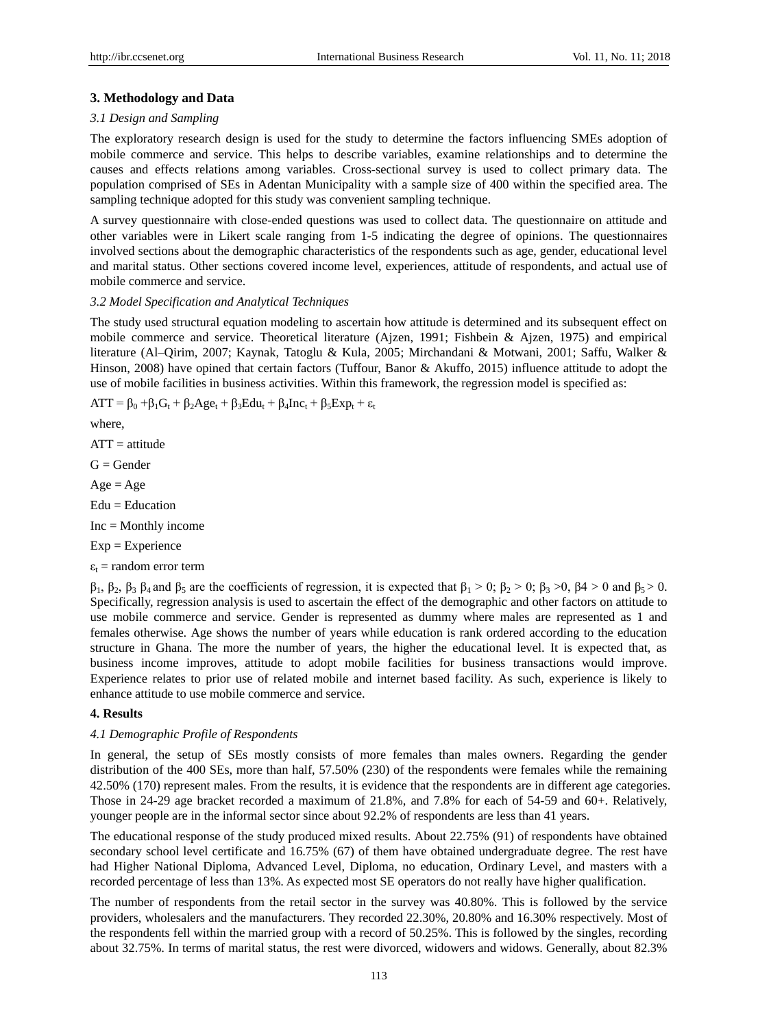## 3. Methodology and Data

### *3.1 Design and Sampling*

The exploratory research design is used for the study to determine the factors influencing SMEs adoption of mobile commerce and service. This helps to describe variables, examine relationships and to determine the causes and effects relations among variables. Cross-sectional survey is used to collect primary data. The population comprised of SEs in Adentan Municipality with a sample size of 400 within the specified area. The sampling technique adopted for this study was convenient sampling technique.

A survey questionnaire with close-ended questions was used to collect data. The questionnaire on attitude and other variables were in Likert scale ranging from 1-5 indicating the degree of opinions. The questionnaires involved sections about the demographic characteristics of the respondents such as age, gender, educational level and marital status. Other sections covered income level, experiences, attitude of respondents, and actual use of mobile commerce and service.

### *3.2 Model Specification and Analytical Techniques*

The study used structural equation modeling to ascertain how attitude is determined and its subsequent effect on mobile commerce and service. Theoretical literature (Ajzen, 1991; Fishbein & Ajzen, 1975) and empirical literature (Al–Qirim, 2007; Kaynak, Tatoglu & Kula, 2005; Mirchandani & Motwani, 2001; Saffu, Walker & Hinson, 2008) have opined that certain factors (Tuffour, Banor & Akuffo, 2015) influence attitude to adopt the use of mobile facilities in business activities. Within this framework, the regression model is specified as:

$$ATT = \beta_0 + \beta_1 G_t + \beta_2 Age_t + \beta_3 Edu_t + \beta_4 Inc_t + \beta_5 Exp_t + \varepsilon_t$$

where,

ATT = attitude

G = Gender

Age = Age

Edu = Education

Inc = Monthly income

Exp = Experience

$\varepsilon_t$ = random error term

$\beta_1$, $\beta_2$, $\beta_3$ $\beta_4$ and $\beta_5$ are the coefficients of regression, it is expected that $\beta_1 > 0$; $\beta_2 > 0$; $\beta_3 > 0$, $\beta 4 > 0$ and $\beta_5 > 0$. Specifically, regression analysis is used to ascertain the effect of the demographic and other factors on attitude to use mobile commerce and service. Gender is represented as dummy where males are represented as 1 and females otherwise. Age shows the number of years while education is rank ordered according to the education structure in Ghana. The more the number of years, the higher the educational level. It is expected that, as business income improves, attitude to adopt mobile facilities for business transactions would improve. Experience relates to prior use of related mobile and internet based facility. As such, experience is likely to enhance attitude to use mobile commerce and service.

## 4. Results

### *4.1 Demographic Profile of Respondents*

In general, the setup of SEs mostly consists of more females than males owners. Regarding the gender distribution of the 400 SEs, more than half, 57.50% (230) of the respondents were females while the remaining 42.50% (170) represent males. From the results, it is evidence that the respondents are in different age categories. Those in 24-29 age bracket recorded a maximum of 21.8%, and 7.8% for each of 54-59 and 60+. Relatively, younger people are in the informal sector since about 92.2% of respondents are less than 41 years.

The educational response of the study produced mixed results. About 22.75% (91) of respondents have obtained secondary school level certificate and 16.75% (67) of them have obtained undergraduate degree. The rest have had Higher National Diploma, Advanced Level, Diploma, no education, Ordinary Level, and masters with a recorded percentage of less than 13%. As expected most SE operators do not really have higher qualification.

The number of respondents from the retail sector in the survey was 40.80%. This is followed by the service providers, wholesalers and the manufacturers. They recorded 22.30%, 20.80% and 16.30% respectively. Most of the respondents fell within the married group with a record of 50.25%. This is followed by the singles, recording about 32.75%. In terms of marital status, the rest were divorced, widowers and widows. Generally, about 82.3%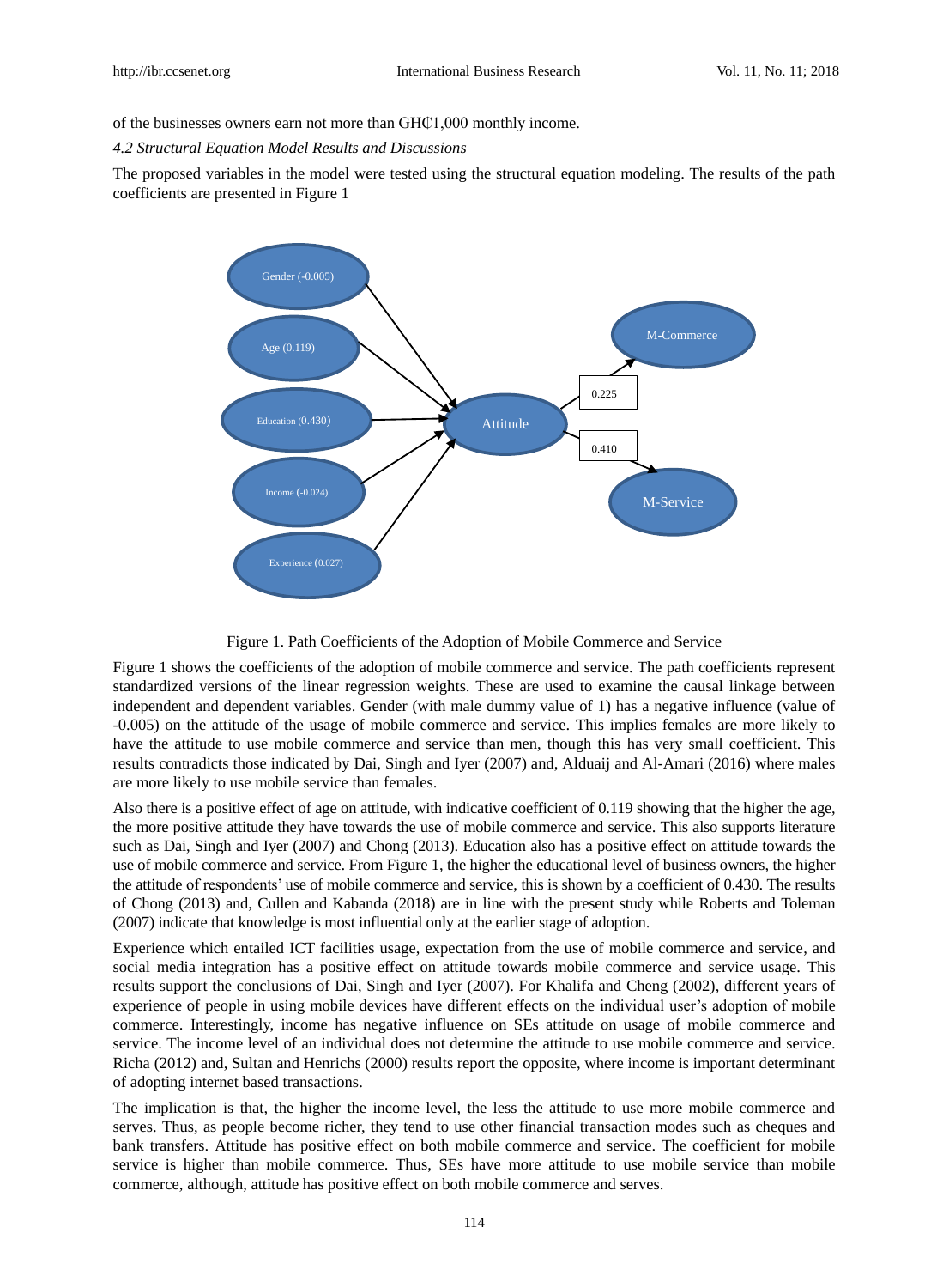of the businesses owners earn not more than GH₵1,000 monthly income.

### *4.2 Structural Equation Model Results and Discussions*

The proposed variables in the model were tested using the structural equation modeling. The results of the path coefficients are presented in Figure 1

Figure 1. Path Coefficients of the Adoption of Mobile Commerce and Service

Figure 1 shows the coefficients of the adoption of mobile commerce and service. The path coefficients represent standardized versions of the linear regression weights. These are used to examine the causal linkage between independent and dependent variables. Gender (with male dummy value of 1) has a negative influence (value of -0.005) on the attitude of the usage of mobile commerce and service. This implies females are more likely to have the attitude to use mobile commerce and service than men, though this has very small coefficient. This results contradicts those indicated by Dai, Singh and Iyer (2007) and, Alduaij and Al-Amari (2016) where males are more likely to use mobile service than females.

Also there is a positive effect of age on attitude, with indicative coefficient of 0.119 showing that the higher the age, the more positive attitude they have towards the use of mobile commerce and service. This also supports literature such as Dai, Singh and Iyer (2007) and Chong (2013). Education also has a positive effect on attitude towards the use of mobile commerce and service. From Figure 1, the higher the educational level of business owners, the higher the attitude of respondents' use of mobile commerce and service, this is shown by a coefficient of 0.430. The results of Chong (2013) and, Cullen and Kabanda (2018) are in line with the present study while Roberts and Toleman (2007) indicate that knowledge is most influential only at the earlier stage of adoption.

Experience which entailed ICT facilities usage, expectation from the use of mobile commerce and service, and social media integration has a positive effect on attitude towards mobile commerce and service usage. This results support the conclusions of Dai, Singh and Iyer (2007). For Khalifa and Cheng (2002), different years of experience of people in using mobile devices have different effects on the individual user's adoption of mobile commerce. Interestingly, income has negative influence on SEs attitude on usage of mobile commerce and service. The income level of an individual does not determine the attitude to use mobile commerce and service. Richa (2012) and, Sultan and Henrichs (2000) results report the opposite, where income is important determinant of adopting internet based transactions.

The implication is that, the higher the income level, the less the attitude to use more mobile commerce and serves. Thus, as people become richer, they tend to use other financial transaction modes such as cheques and bank transfers. Attitude has positive effect on both mobile commerce and service. The coefficient for mobile service is higher than mobile commerce. Thus, SEs have more attitude to use mobile service than mobile commerce, although, attitude has positive effect on both mobile commerce and serves.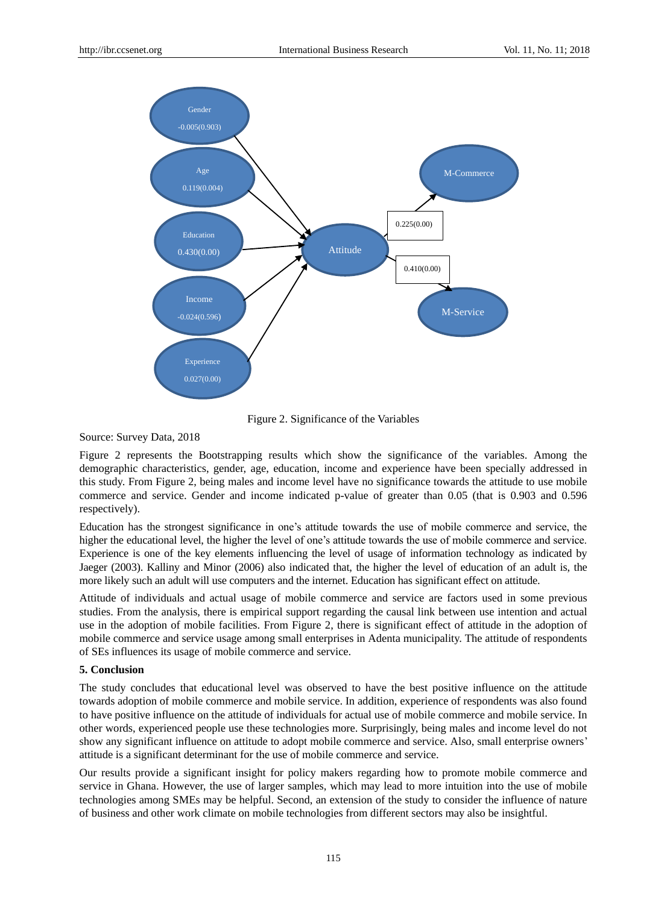Gender -0.005(0.903)

Age 0.119(0.004)

Education 0.430(0.00)

Income -0.024(0.596)

Experience 0.027(0.00)

Attitude

M-Commerce 0.225(0.00)

M-Service 0.410(0.00)

Figure 2. Significance of the Variables

Source: Survey Data, 2018

Figure 2 represents the Bootstrapping results which show the significance of the variables. Among the demographic characteristics, gender, age, education, income and experience have been specially addressed in this study. From Figure 2, being males and income level have no significance towards the attitude to use mobile commerce and service. Gender and income indicated p-value of greater than 0.05 (that is 0.903 and 0.596 respectively).

Education has the strongest significance in one's attitude towards the use of mobile commerce and service, the higher the educational level, the higher the level of one's attitude towards the use of mobile commerce and service. Experience is one of the key elements influencing the level of usage of information technology as indicated by Jaeger (2003). Kalliny and Minor (2006) also indicated that, the higher the level of education of an adult is, the more likely such an adult will use computers and the internet. Education has significant effect on attitude.

Attitude of individuals and actual usage of mobile commerce and service are factors used in some previous studies. From the analysis, there is empirical support regarding the causal link between use intention and actual use in the adoption of mobile facilities. From Figure 2, there is significant effect of attitude in the adoption of mobile commerce and service usage among small enterprises in Adenta municipality. The attitude of respondents of SEs influences its usage of mobile commerce and service.

## 5. Conclusion

The study concludes that educational level was observed to have the best positive influence on the attitude towards adoption of mobile commerce and mobile service. In addition, experience of respondents was also found to have positive influence on the attitude of individuals for actual use of mobile commerce and mobile service. In other words, experienced people use these technologies more. Surprisingly, being males and income level do not show any significant influence on attitude to adopt mobile commerce and service. Also, small enterprise owners' attitude is a significant determinant for the use of mobile commerce and service.

Our results provide a significant insight for policy makers regarding how to promote mobile commerce and service in Ghana. However, the use of larger samples, which may lead to more intuition into the use of mobile technologies among SMEs may be helpful. Second, an extension of the study to consider the influence of nature of business and other work climate on mobile technologies from different sectors may also be insightful.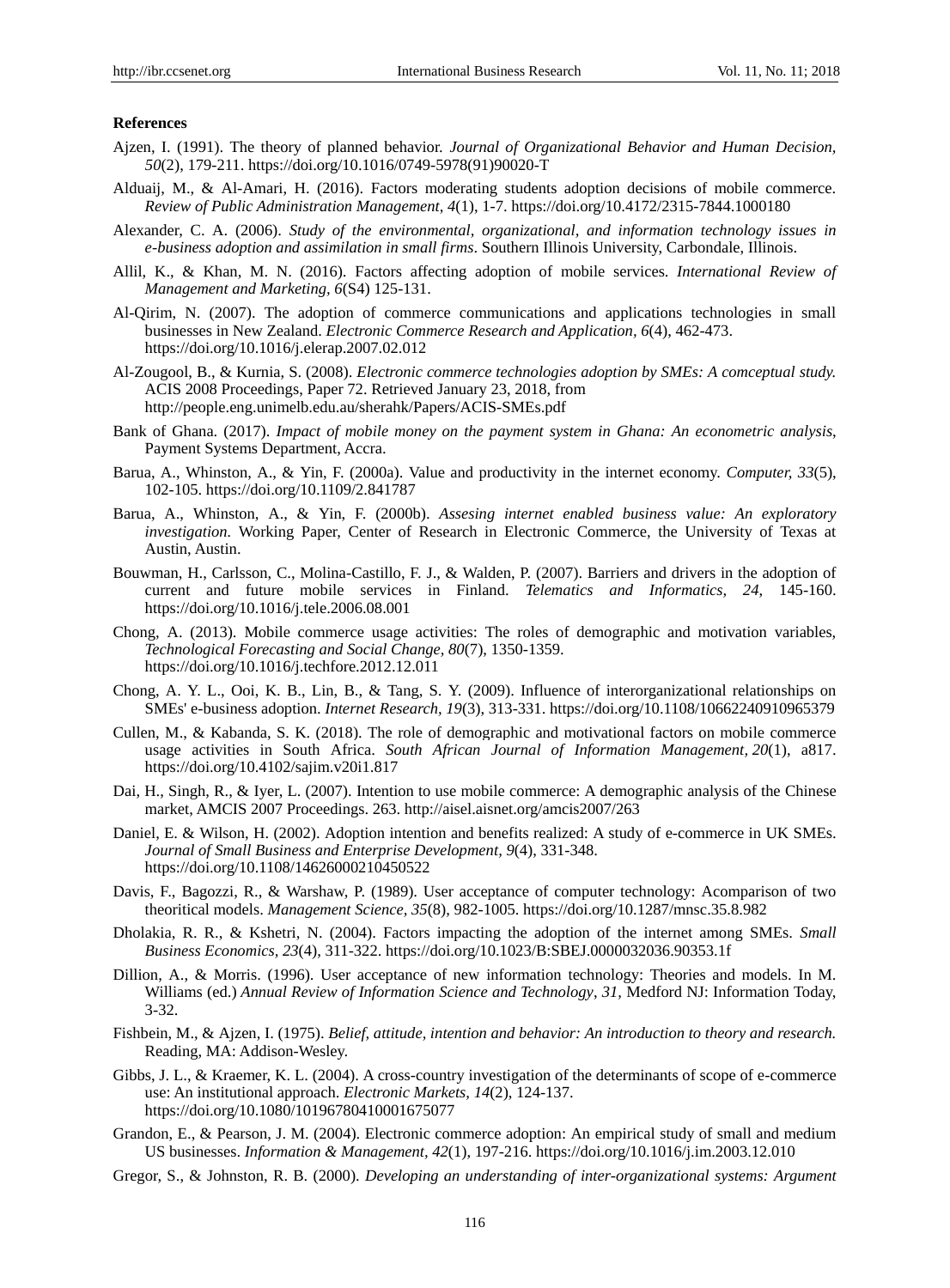**References**

Ajzen, I. (1991). The theory of planned behavior. *Journal of Organizational Behavior and Human Decision, 50*(2), 179-211. https://doi.org/10.1016/0749-5978(91)90020-T

Alduaij, M., & Al-Amari, H. (2016). Factors moderating students adoption decisions of mobile commerce. *Review of Public Administration Management*, *4*(1), 1-7. https://doi.org/10.4172/2315-7844.1000180

Alexander, C. A. (2006). *Study of the environmental, organizational, and information technology issues in e-business adoption and assimilation in small firms*. Southern Illinois University, Carbondale, Illinois.

Allil, K., & Khan, M. N. (2016). Factors affecting adoption of mobile services. *International Review of Management and Marketing, 6*(S4) 125-131.

Al-Qirim, N. (2007). The adoption of commerce communications and applications technologies in small businesses in New Zealand. *Electronic Commerce Research and Application, 6*(4), 462-473. https://doi.org/10.1016/j.elerap.2007.02.012

Al-Zougool, B., & Kurnia, S. (2008). *Electronic commerce technologies adoption by SMEs: A comceptual study.* ACIS 2008 Proceedings, Paper 72. Retrieved January 23, 2018, from http://people.eng.unimelb.edu.au/sherahk/Papers/ACIS-SMEs.pdf

Bank of Ghana. (2017). *Impact of mobile money on the payment system in Ghana: An econometric analysis*, Payment Systems Department, Accra.

Barua, A., Whinston, A., & Yin, F. (2000a). Value and productivity in the internet economy. *Computer, 33*(5), 102-105. https://doi.org/10.1109/2.841787

Barua, A., Whinston, A., & Yin, F. (2000b). *Assesing internet enabled business value: An exploratory investigation.* Working Paper, Center of Research in Electronic Commerce, the University of Texas at Austin, Austin.

Bouwman, H., Carlsson, C., Molina-Castillo, F. J., & Walden, P. (2007). Barriers and drivers in the adoption of current and future mobile services in Finland. *Telematics and Informatics, 24,* 145-160. https://doi.org/10.1016/j.tele.2006.08.001

Chong, A. (2013). Mobile commerce usage activities: The roles of demographic and motivation variables, *Technological Forecasting and Social Change, 80*(7), 1350-1359. https://doi.org/10.1016/j.techfore.2012.12.011

Chong, A. Y. L., Ooi, K. B., Lin, B., & Tang, S. Y. (2009). Influence of interorganizational relationships on SMEs' e-business adoption. *Internet Research, 19*(3), 313-331. https://doi.org/10.1108/10662240910965379

Cullen, M., & Kabanda, S. K. (2018). The role of demographic and motivational factors on mobile commerce usage activities in South Africa. *South African Journal of Information Management, 20*(1), a817. https://doi.org/10.4102/sajim.v20i1.817

Dai, H., Singh, R., & Iyer, L. (2007). Intention to use mobile commerce: A demographic analysis of the Chinese market, AMCIS 2007 Proceedings. 263. http://aisel.aisnet.org/amcis2007/263

Daniel, E. & Wilson, H. (2002). Adoption intention and benefits realized: A study of e-commerce in UK SMEs. *Journal of Small Business and Enterprise Development, 9*(4), 331-348. https://doi.org/10.1108/14626000210450522

Davis, F., Bagozzi, R., & Warshaw, P. (1989). User acceptance of computer technology: Acomparison of two theoritical models. *Management Science, 35*(8), 982-1005. https://doi.org/10.1287/mnsc.35.8.982

Dholakia, R. R., & Kshetri, N. (2004). Factors impacting the adoption of the internet among SMEs. *Small Business Economics, 23*(4), 311-322. https://doi.org/10.1023/B:SBEJ.0000032036.90353.1f

Dillion, A., & Morris. (1996). User acceptance of new information technology: Theories and models. In M. Williams (ed.) *Annual Review of Information Science and Technology*, *31*, Medford NJ: Information Today, 3-32.

Fishbein, M., & Ajzen, I. (1975). *Belief, attitude, intention and behavior: An introduction to theory and research.* Reading, MA: Addison-Wesley.

Gibbs, J. L., & Kraemer, K. L. (2004). A cross-country investigation of the determinants of scope of e-commerce use: An institutional approach. *Electronic Markets, 14*(2), 124-137. https://doi.org/10.1080/10196780410001675077

Grandon, E., & Pearson, J. M. (2004). Electronic commerce adoption: An empirical study of small and medium US businesses. *Information & Management, 42*(1), 197-216. https://doi.org/10.1016/j.im.2003.12.010

Gregor, S., & Johnston, R. B. (2000). *Developing an understanding of inter-organizational systems: Argument*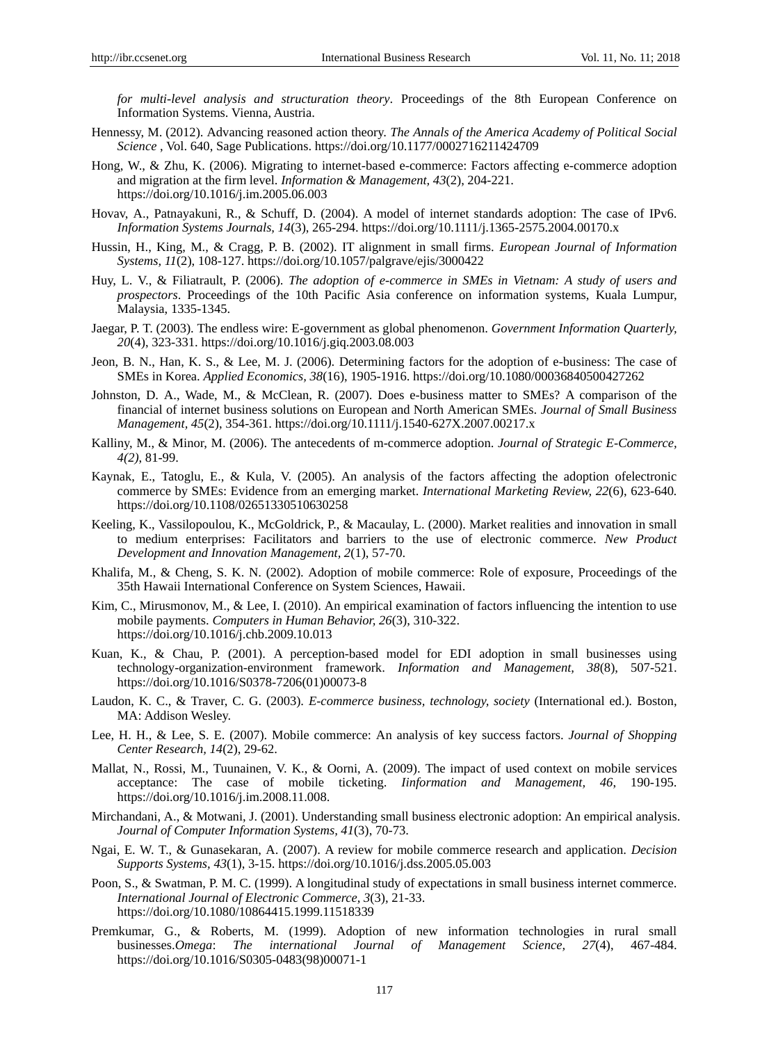*for multi-level analysis and structuration theory*. Proceedings of the 8th European Conference on Information Systems. Vienna, Austria.

Hennessy, M. (2012). Advancing reasoned action theory. *The Annals of the America Academy of Political Social Science* , Vol. 640, Sage Publications. https://doi.org/10.1177/0002716211424709

Hong, W., & Zhu, K. (2006). Migrating to internet-based e-commerce: Factors affecting e-commerce adoption and migration at the firm level. *Information & Management, 43*(2), 204-221. https://doi.org/10.1016/j.im.2005.06.003

Hovav, A., Patnayakuni, R., & Schuff, D. (2004). A model of internet standards adoption: The case of IPv6. *Information Systems Journals, 14*(3), 265-294. https://doi.org/10.1111/j.1365-2575.2004.00170.x

Hussin, H., King, M., & Cragg, P. B. (2002). IT alignment in small firms. *European Journal of Information Systems, 11*(2), 108-127. https://doi.org/10.1057/palgrave/ejis/3000422

Huy, L. V., & Filiatrault, P. (2006). *The adoption of e-commerce in SMEs in Vietnam: A study of users and prospectors*. Proceedings of the 10th Pacific Asia conference on information systems, Kuala Lumpur, Malaysia, 1335-1345.

Jaegar, P. T. (2003). The endless wire: E-government as global phenomenon. *Government Information Quarterly, 20*(4), 323-331. https://doi.org/10.1016/j.giq.2003.08.003

Jeon, B. N., Han, K. S., & Lee, M. J. (2006). Determining factors for the adoption of e-business: The case of SMEs in Korea. *Applied Economics, 38*(16), 1905-1916. https://doi.org/10.1080/00036840500427262

Johnston, D. A., Wade, M., & McClean, R. (2007). Does e-business matter to SMEs? A comparison of the financial of internet business solutions on European and North American SMEs. *Journal of Small Business Management, 45*(2), 354-361. https://doi.org/10.1111/j.1540-627X.2007.00217.x

Kalliny, M., & Minor, M. (2006). The antecedents of m-commerce adoption. *Journal of Strategic E-Commerce, 4(2)*, 81-99.

Kaynak, E., Tatoglu, E., & Kula, V. (2005). An analysis of the factors affecting the adoption ofelectronic commerce by SMEs: Evidence from an emerging market. *International Marketing Review, 22*(6), 623-640. https://doi.org/10.1108/02651330510630258

Keeling, K., Vassilopoulou, K., McGoldrick, P., & Macaulay, L. (2000). Market realities and innovation in small to medium enterprises: Facilitators and barriers to the use of electronic commerce. *New Product Development and Innovation Management, 2*(1), 57-70.

Khalifa, M., & Cheng, S. K. N. (2002). Adoption of mobile commerce: Role of exposure, Proceedings of the 35th Hawaii International Conference on System Sciences, Hawaii.

Kim, C., Mirusmonov, M., & Lee, I. (2010). An empirical examination of factors influencing the intention to use mobile payments. *Computers in Human Behavior, 26*(3), 310-322. https://doi.org/10.1016/j.chb.2009.10.013

Kuan, K., & Chau, P. (2001). A perception-based model for EDI adoption in small businesses using technology-organization-environment framework. *Information and Management, 38*(8), 507-521. https://doi.org/10.1016/S0378-7206(01)00073-8

Laudon, K. C., & Traver, C. G. (2003). *E-commerce business, technology, society* (International ed.). Boston, MA: Addison Wesley.

Lee, H. H., & Lee, S. E. (2007). Mobile commerce: An analysis of key success factors. *Journal of Shopping Center Research, 14*(2), 29-62.

Mallat, N., Rossi, M., Tuunainen, V. K., & Oorni, A. (2009). The impact of used context on mobile services acceptance: The case of mobile ticketing. *Iinformation and Management, 46*, 190-195. https://doi.org/10.1016/j.im.2008.11.008.

Mirchandani, A., & Motwani, J. (2001). Understanding small business electronic adoption: An empirical analysis. *Journal of Computer Information Systems, 41*(3), 70-73.

Ngai, E. W. T., & Gunasekaran, A. (2007). A review for mobile commerce research and application. *Decision Supports Systems, 43*(1), 3-15. https://doi.org/10.1016/j.dss.2005.05.003

Poon, S., & Swatman, P. M. C. (1999). A longitudinal study of expectations in small business internet commerce. *International Journal of Electronic Commerce, 3*(3), 21-33. https://doi.org/10.1080/10864415.1999.11518339

Premkumar, G., & Roberts, M. (1999). Adoption of new information technologies in rural small businesses.*Omega*: *The international Journal of Management Science, 27*(4), 467-484. https://doi.org/10.1016/S0305-0483(98)00071-1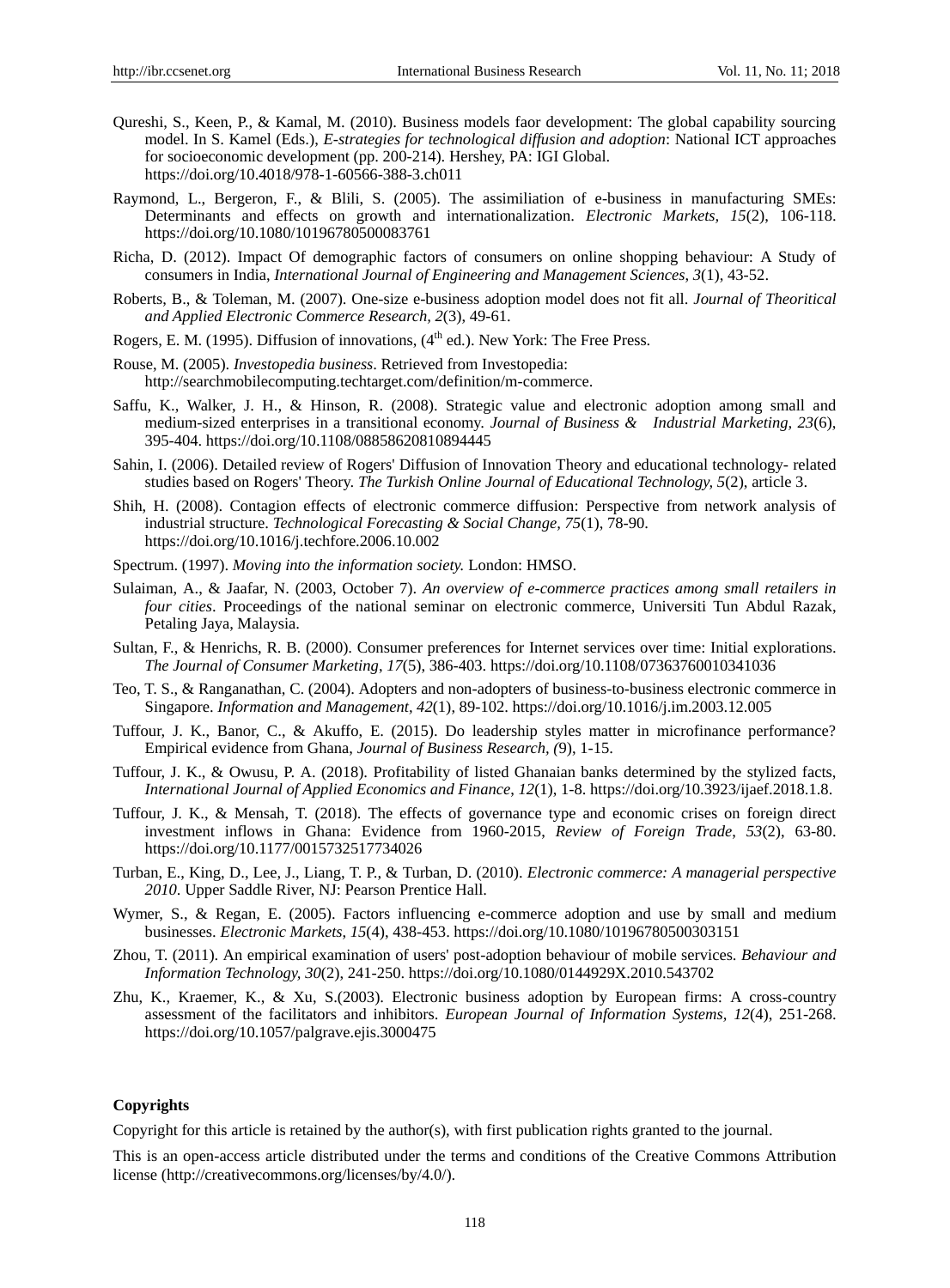Qureshi, S., Keen, P., & Kamal, M. (2010). Business models faor development: The global capability sourcing model. In S. Kamel (Eds.), *E-strategies for technological diffusion and adoption*: National ICT approaches for socioeconomic development (pp. 200-214). Hershey, PA: IGI Global. https://doi.org/10.4018/978-1-60566-388-3.ch011

Raymond, L., Bergeron, F., & Blili, S. (2005). The assimiliation of e-business in manufacturing SMEs: Determinants and effects on growth and internationalization. *Electronic Markets, 15*(2), 106-118. https://doi.org/10.1080/10196780500083761

Richa, D. (2012). Impact Of demographic factors of consumers on online shopping behaviour: A Study of consumers in India, *International Journal of Engineering and Management Sciences, 3*(1), 43-52.

Roberts, B., & Toleman, M. (2007). One-size e-business adoption model does not fit all. *Journal of Theoritical and Applied Electronic Commerce Research, 2*(3), 49-61.

Rogers, E. M. (1995). Diffusion of innovations, (4th ed.). New York: The Free Press.

Rouse, M. (2005). *Investopedia business*. Retrieved from Investopedia: http://searchmobilecomputing.techtarget.com/definition/m-commerce.

Saffu, K., Walker, J. H., & Hinson, R. (2008). Strategic value and electronic adoption among small and medium-sized enterprises in a transitional economy. *Journal of Business & Industrial Marketing, 23*(6), 395-404. https://doi.org/10.1108/08858620810894445

Sahin, I. (2006). Detailed review of Rogers' Diffusion of Innovation Theory and educational technology- related studies based on Rogers' Theory. *The Turkish Online Journal of Educational Technology, 5*(2), article 3.

Shih, H. (2008). Contagion effects of electronic commerce diffusion: Perspective from network analysis of industrial structure. *Technological Forecasting & Social Change, 75*(1), 78-90. https://doi.org/10.1016/j.techfore.2006.10.002

Spectrum. (1997). *Moving into the information society.* London: HMSO.

Sulaiman, A., & Jaafar, N. (2003, October 7). *An overview of e-commerce practices among small retailers in four cities*. Proceedings of the national seminar on electronic commerce, Universiti Tun Abdul Razak, Petaling Jaya, Malaysia.

Sultan, F., & Henrichs, R. B. (2000). Consumer preferences for Internet services over time: Initial explorations. *The Journal of Consumer Marketing, 17*(5), 386-403. https://doi.org/10.1108/07363760010341036

Teo, T. S., & Ranganathan, C. (2004). Adopters and non-adopters of business-to-business electronic commerce in Singapore. *Information and Management, 42*(1), 89-102. https://doi.org/10.1016/j.im.2003.12.005

Tuffour, J. K., Banor, C., & Akuffo, E. (2015). Do leadership styles matter in microfinance performance? Empirical evidence from Ghana, *Journal of Business Research, (*9), 1-15.

Tuffour, J. K., & Owusu, P. A. (2018). Profitability of listed Ghanaian banks determined by the stylized facts, *International Journal of Applied Economics and Finance, 12*(1), 1-8. https://doi.org/10.3923/ijaef.2018.1.8.

Tuffour, J. K., & Mensah, T. (2018). The effects of governance type and economic crises on foreign direct investment inflows in Ghana: Evidence from 1960-2015, *Review of Foreign Trade, 53*(2), 63-80. https://doi.org/10.1177/0015732517734026

Turban, E., King, D., Lee, J., Liang, T. P., & Turban, D. (2010). *Electronic commerce: A managerial perspective 2010*. Upper Saddle River, NJ: Pearson Prentice Hall.

Wymer, S., & Regan, E. (2005). Factors influencing e-commerce adoption and use by small and medium businesses. *Electronic Markets, 15*(4), 438-453. https://doi.org/10.1080/10196780500303151

Zhou, T. (2011). An empirical examination of users' post-adoption behaviour of mobile services. *Behaviour and Information Technology, 30*(2), 241-250. https://doi.org/10.1080/0144929X.2010.543702

Zhu, K., Kraemer, K., & Xu, S.(2003). Electronic business adoption by European firms: A cross-country assessment of the facilitators and inhibitors. *European Journal of Information Systems, 12*(4), 251-268. https://doi.org/10.1057/palgrave.ejis.3000475

**Copyrights**

Copyright for this article is retained by the author(s), with first publication rights granted to the journal.

This is an open-access article distributed under the terms and conditions of the Creative Commons Attribution license (http://creativecommons.org/licenses/by/4.0/).